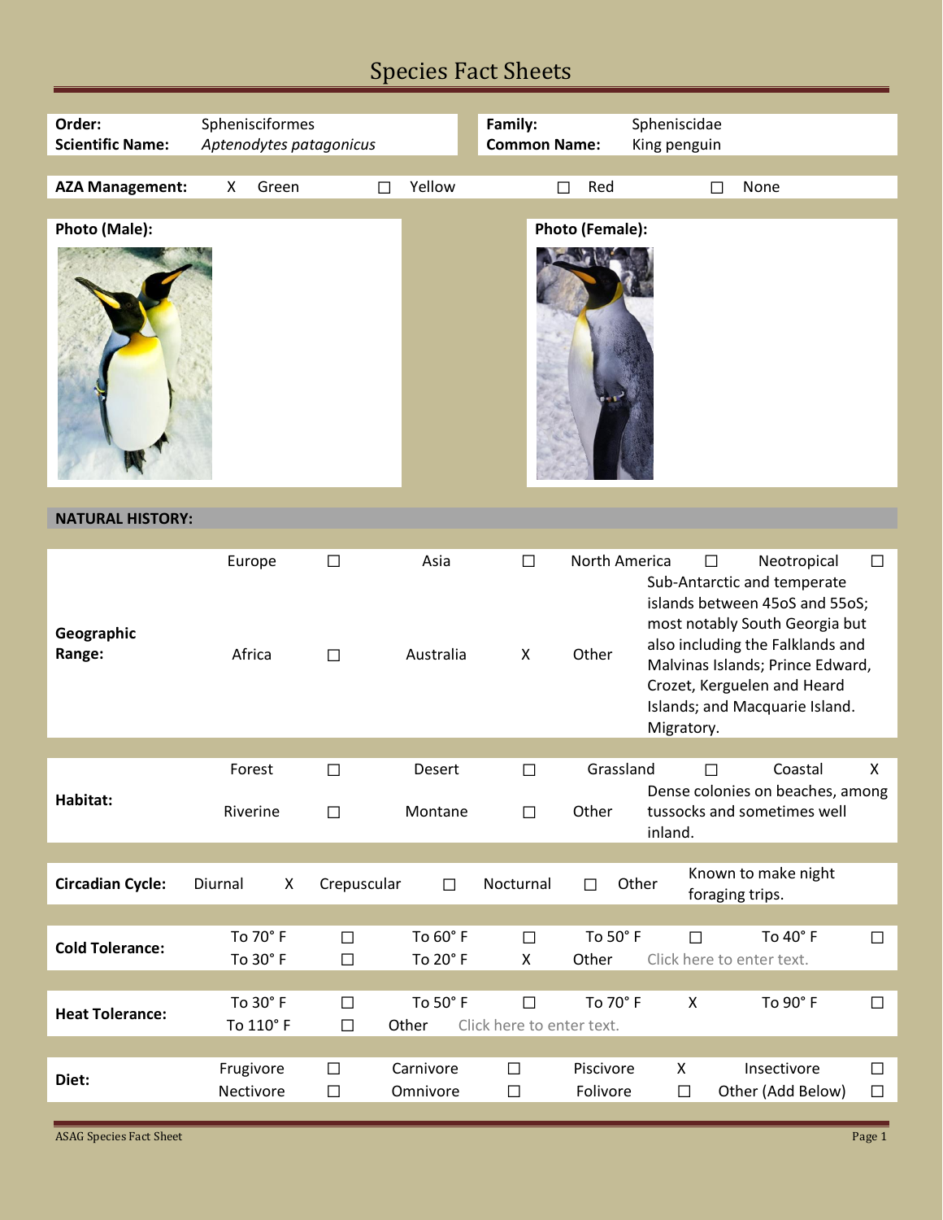# Species Fact Sheets

| | | | |
|---|---|---|---|
| **Order:** | Sphenisciformes | **Family:** | Spheniscidae |
| **Scientific Name:** | *Aptenodytes patagonicus* | **Common Name:** | King penguin |

| **AZA Management:** | X | Green | ☐ | Yellow | ☐ | Red | ☐ | None |
|---|---|---|---|---|---|---|---|---|

**Photo (Male):**

**Photo (Female):**

## NATURAL HISTORY:

| **Geographic Range:** | | | | | | | |
|---|---|---|---|---|---|---|---|
| Europe | ☐ | Asia | ☐ | North America | ☐ | Neotropical | ☐ |
| Africa | ☐ | Australia | X | Other | Sub-Antarctic and temperate islands between 45oS and 55oS; most notably South Georgia but also including the Falklands and Malvinas Islands; Prince Edward, Crozet, Kerguelen and Heard Islands; and Macquarie Island. Migratory. | | |

| **Habitat:** | | | | | | | |
|---|---|---|---|---|---|---|---|
| Forest | ☐ | Desert | ☐ | Grassland | ☐ | Coastal | X |
| Riverine | ☐ | Montane | ☐ | Other | Dense colonies on beaches, among tussocks and sometimes well inland. | | |

| **Circadian Cycle:** | Diurnal | X | Crepuscular | ☐ | Nocturnal | ☐ | Other | Known to make night foraging trips. |
|---|---|---|---|---|---|---|---|---|

| **Cold Tolerance:** | | | | | | | |
|---|---|---|---|---|---|---|---|
| To 70° F | ☐ | To 60° F | ☐ | To 50° F | ☐ | To 40° F | ☐ |
| To 30° F | ☐ | To 20° F | X | Other | Click here to enter text. | | |

| **Heat Tolerance:** | | | | | | | |
|---|---|---|---|---|---|---|---|
| To 30° F | ☐ | To 50° F | ☐ | To 70° F | X | To 90° F | ☐ |
| To 110° F | ☐ | Other | Click here to enter text. | | | | |

| **Diet:** | | | | | | | |
|---|---|---|---|---|---|---|---|
| Frugivore | ☐ | Carnivore | ☐ | Piscivore | X | Insectivore | ☐ |
| Nectivore | ☐ | Omnivore | ☐ | Folivore | ☐ | Other (Add Below) | ☐ |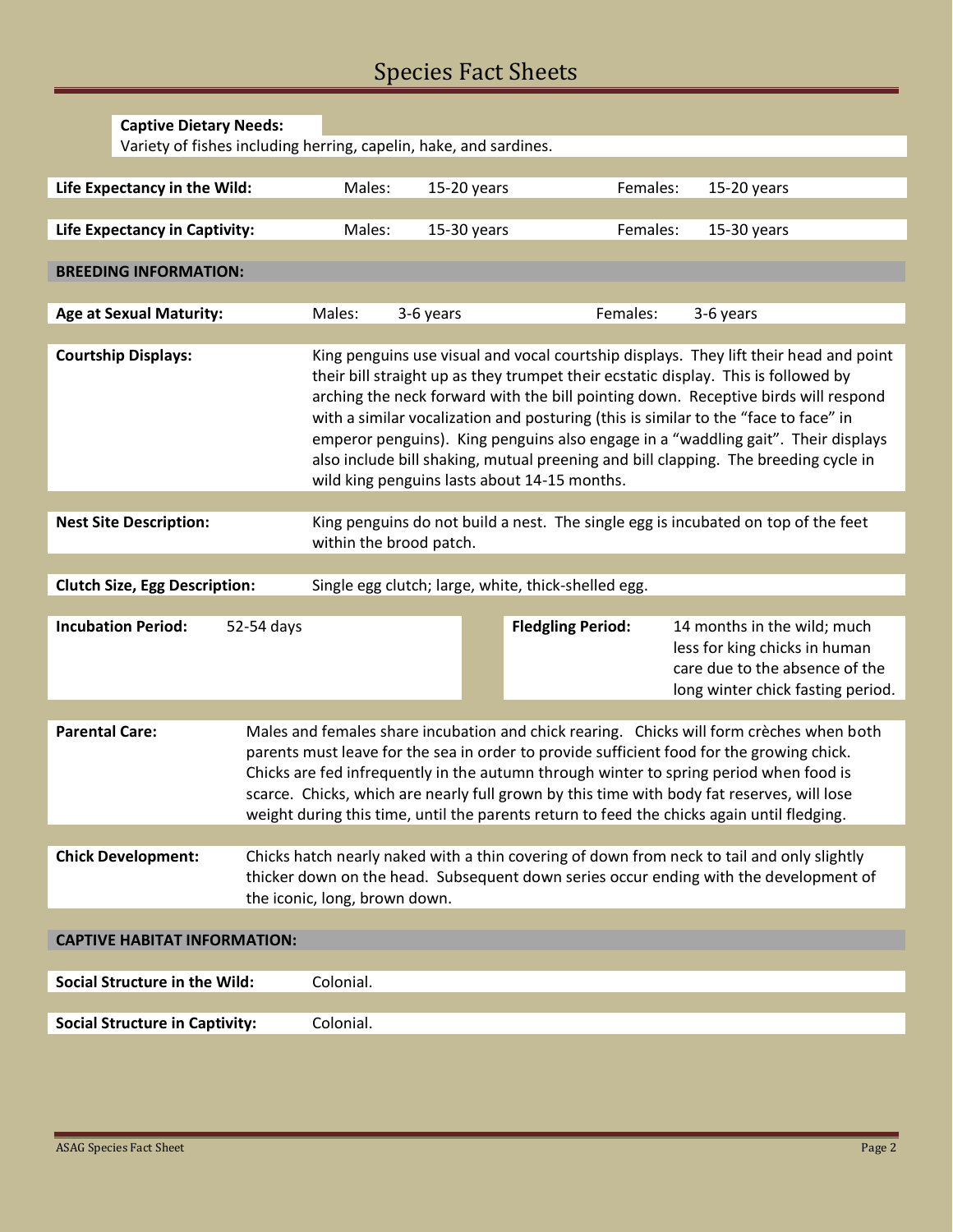**Captive Dietary Needs:**
Variety of fishes including herring, capelin, hake, and sardines.

| **Life Expectancy in the Wild:** | Males: | 15-20 years | Females: | 15-20 years |
|---|---|---|---|---|
| **Life Expectancy in Captivity:** | Males: | 15-30 years | Females: | 15-30 years |

**BREEDING INFORMATION:**

| **Age at Sexual Maturity:** | Males: | 3-6 years | Females: | 3-6 years |
|---|---|---|---|---|

**Courtship Displays:** King penguins use visual and vocal courtship displays. They lift their head and point their bill straight up as they trumpet their ecstatic display. This is followed by arching the neck forward with the bill pointing down. Receptive birds will respond with a similar vocalization and posturing (this is similar to the "face to face" in emperor penguins). King penguins also engage in a "waddling gait". Their displays also include bill shaking, mutual preening and bill clapping. The breeding cycle in wild king penguins lasts about 14-15 months.

**Nest Site Description:** King penguins do not build a nest. The single egg is incubated on top of the feet within the brood patch.

**Clutch Size, Egg Description:** Single egg clutch; large, white, thick-shelled egg.

| **Incubation Period:** | 52-54 days | **Fledgling Period:** | 14 months in the wild; much less for king chicks in human care due to the absence of the long winter chick fasting period. |
|---|---|---|---|

**Parental Care:** Males and females share incubation and chick rearing. Chicks will form crèches when both parents must leave for the sea in order to provide sufficient food for the growing chick. Chicks are fed infrequently in the autumn through winter to spring period when food is scarce. Chicks, which are nearly full grown by this time with body fat reserves, will lose weight during this time, until the parents return to feed the chicks again until fledging.

**Chick Development:** Chicks hatch nearly naked with a thin covering of down from neck to tail and only slightly thicker down on the head. Subsequent down series occur ending with the development of the iconic, long, brown down.

**CAPTIVE HABITAT INFORMATION:**

| **Social Structure in the Wild:** | Colonial. |
|---|---|
| **Social Structure in Captivity:** | Colonial. |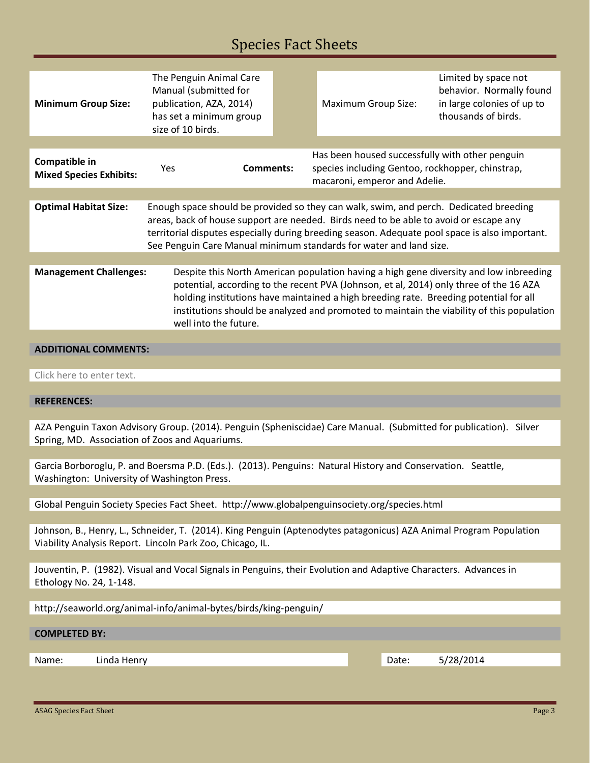# Species Fact Sheets

| | | | |
|---|---|---|---|
| **Minimum Group Size:** | The Penguin Animal Care Manual (submitted for publication, AZA, 2014) has set a minimum group size of 10 birds. | Maximum Group Size: | Limited by space not behavior. Normally found in large colonies of up to thousands of birds. |

| | | | |
|---|---|---|---|
| **Compatible in Mixed Species Exhibits:** | Yes | **Comments:** | Has been housed successfully with other penguin species including Gentoo, rockhopper, chinstrap, macaroni, emperor and Adelie. |

| | |
|---|---|
| **Optimal Habitat Size:** | Enough space should be provided so they can walk, swim, and perch. Dedicated breeding areas, back of house support are needed. Birds need to be able to avoid or escape any territorial disputes especially during breeding season. Adequate pool space is also important. See Penguin Care Manual minimum standards for water and land size. |

| | |
|---|---|
| **Management Challenges:** | Despite this North American population having a high gene diversity and low inbreeding potential, according to the recent PVA (Johnson, et al, 2014) only three of the 16 AZA holding institutions have maintained a high breeding rate. Breeding potential for all institutions should be analyzed and promoted to maintain the viability of this population well into the future. |

**ADDITIONAL COMMENTS:**

Click here to enter text.

**REFERENCES:**

AZA Penguin Taxon Advisory Group. (2014). Penguin (Spheniscidae) Care Manual. (Submitted for publication). Silver Spring, MD. Association of Zoos and Aquariums.

Garcia Borboroglu, P. and Boersma P.D. (Eds.). (2013). Penguins: Natural History and Conservation. Seattle, Washington: University of Washington Press.

Global Penguin Society Species Fact Sheet. http://www.globalpenguinsociety.org/species.html

Johnson, B., Henry, L., Schneider, T. (2014). King Penguin (Aptenodytes patagonicus) AZA Animal Program Population Viability Analysis Report. Lincoln Park Zoo, Chicago, IL.

Jouventin, P. (1982). Visual and Vocal Signals in Penguins, their Evolution and Adaptive Characters. Advances in Ethology No. 24, 1-148.

http://seaworld.org/animal-info/animal-bytes/birds/king-penguin/

**COMPLETED BY:**

| | | | |
|---|---|---|---|
| Name: | Linda Henry | Date: | 5/28/2014 |